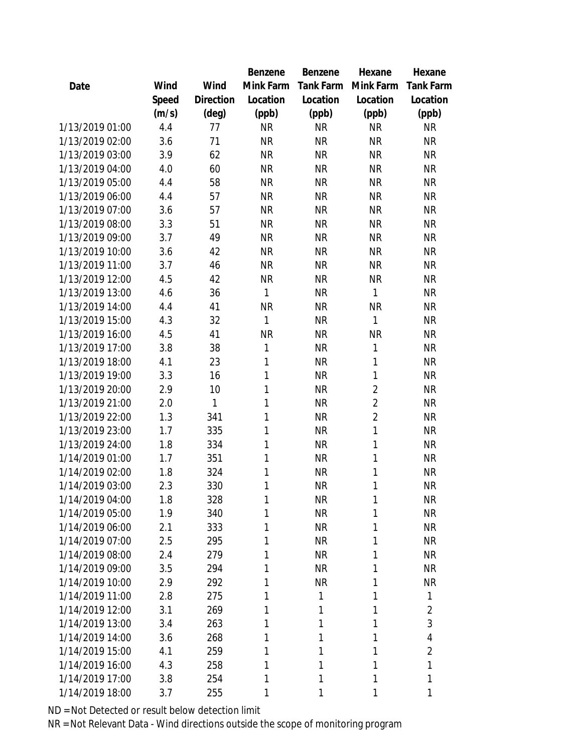| Date | Wind Speed (m/s) | Wind Direction (deg) | Benzene Mink Farm Location (ppb) | Benzene Tank Farm Location (ppb) | Hexane Mink Farm Location (ppb) | Hexane Tank Farm Location (ppb) |
|---|---|---|---|---|---|---|
| 1/13/2019 01:00 | 4.4 | 77 | NR | NR | NR | NR |
| 1/13/2019 02:00 | 3.6 | 71 | NR | NR | NR | NR |
| 1/13/2019 03:00 | 3.9 | 62 | NR | NR | NR | NR |
| 1/13/2019 04:00 | 4.0 | 60 | NR | NR | NR | NR |
| 1/13/2019 05:00 | 4.4 | 58 | NR | NR | NR | NR |
| 1/13/2019 06:00 | 4.4 | 57 | NR | NR | NR | NR |
| 1/13/2019 07:00 | 3.6 | 57 | NR | NR | NR | NR |
| 1/13/2019 08:00 | 3.3 | 51 | NR | NR | NR | NR |
| 1/13/2019 09:00 | 3.7 | 49 | NR | NR | NR | NR |
| 1/13/2019 10:00 | 3.6 | 42 | NR | NR | NR | NR |
| 1/13/2019 11:00 | 3.7 | 46 | NR | NR | NR | NR |
| 1/13/2019 12:00 | 4.5 | 42 | NR | NR | NR | NR |
| 1/13/2019 13:00 | 4.6 | 36 | 1 | NR | 1 | NR |
| 1/13/2019 14:00 | 4.4 | 41 | NR | NR | NR | NR |
| 1/13/2019 15:00 | 4.3 | 32 | 1 | NR | 1 | NR |
| 1/13/2019 16:00 | 4.5 | 41 | NR | NR | NR | NR |
| 1/13/2019 17:00 | 3.8 | 38 | 1 | NR | 1 | NR |
| 1/13/2019 18:00 | 4.1 | 23 | 1 | NR | 1 | NR |
| 1/13/2019 19:00 | 3.3 | 16 | 1 | NR | 1 | NR |
| 1/13/2019 20:00 | 2.9 | 10 | 1 | NR | 2 | NR |
| 1/13/2019 21:00 | 2.0 | 1 | 1 | NR | 2 | NR |
| 1/13/2019 22:00 | 1.3 | 341 | 1 | NR | 2 | NR |
| 1/13/2019 23:00 | 1.7 | 335 | 1 | NR | 1 | NR |
| 1/13/2019 24:00 | 1.8 | 334 | 1 | NR | 1 | NR |
| 1/14/2019 01:00 | 1.7 | 351 | 1 | NR | 1 | NR |
| 1/14/2019 02:00 | 1.8 | 324 | 1 | NR | 1 | NR |
| 1/14/2019 03:00 | 2.3 | 330 | 1 | NR | 1 | NR |
| 1/14/2019 04:00 | 1.8 | 328 | 1 | NR | 1 | NR |
| 1/14/2019 05:00 | 1.9 | 340 | 1 | NR | 1 | NR |
| 1/14/2019 06:00 | 2.1 | 333 | 1 | NR | 1 | NR |
| 1/14/2019 07:00 | 2.5 | 295 | 1 | NR | 1 | NR |
| 1/14/2019 08:00 | 2.4 | 279 | 1 | NR | 1 | NR |
| 1/14/2019 09:00 | 3.5 | 294 | 1 | NR | 1 | NR |
| 1/14/2019 10:00 | 2.9 | 292 | 1 | NR | 1 | NR |
| 1/14/2019 11:00 | 2.8 | 275 | 1 | 1 | 1 | 1 |
| 1/14/2019 12:00 | 3.1 | 269 | 1 | 1 | 1 | 2 |
| 1/14/2019 13:00 | 3.4 | 263 | 1 | 1 | 1 | 3 |
| 1/14/2019 14:00 | 3.6 | 268 | 1 | 1 | 1 | 4 |
| 1/14/2019 15:00 | 4.1 | 259 | 1 | 1 | 1 | 2 |
| 1/14/2019 16:00 | 4.3 | 258 | 1 | 1 | 1 | 1 |
| 1/14/2019 17:00 | 3.8 | 254 | 1 | 1 | 1 | 1 |
| 1/14/2019 18:00 | 3.7 | 255 | 1 | 1 | 1 | 1 |

ND = Not Detected or result below detection limit

NR = Not Relevant Data - Wind directions outside the scope of monitoring program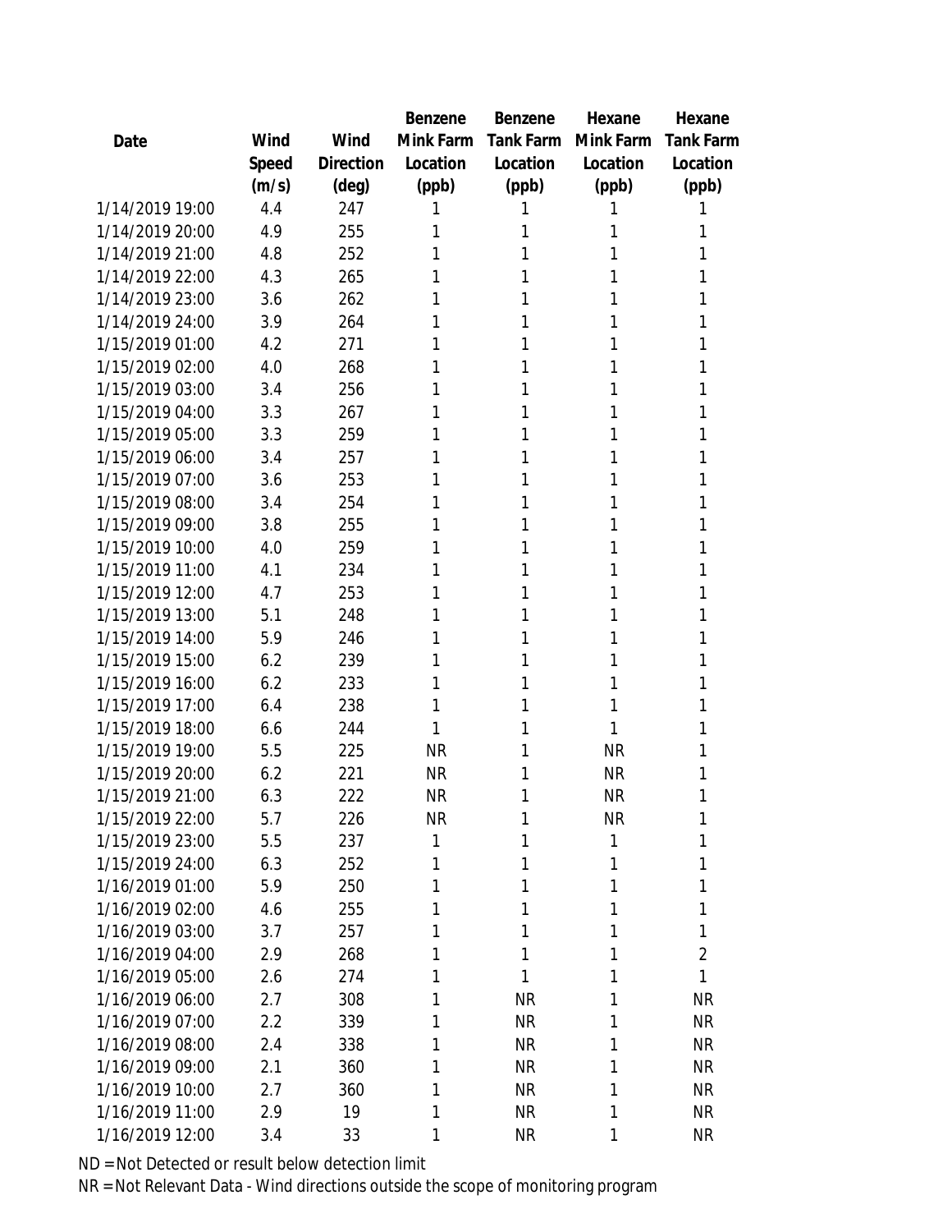| Date | Wind Speed (m/s) | Wind Direction (deg) | Benzene Mink Farm Location (ppb) | Benzene Tank Farm Location (ppb) | Hexane Mink Farm Location (ppb) | Hexane Tank Farm Location (ppb) |
|---|---|---|---|---|---|---|
| 1/14/2019 19:00 | 4.4 | 247 | 1 | 1 | 1 | 1 |
| 1/14/2019 20:00 | 4.9 | 255 | 1 | 1 | 1 | 1 |
| 1/14/2019 21:00 | 4.8 | 252 | 1 | 1 | 1 | 1 |
| 1/14/2019 22:00 | 4.3 | 265 | 1 | 1 | 1 | 1 |
| 1/14/2019 23:00 | 3.6 | 262 | 1 | 1 | 1 | 1 |
| 1/14/2019 24:00 | 3.9 | 264 | 1 | 1 | 1 | 1 |
| 1/15/2019 01:00 | 4.2 | 271 | 1 | 1 | 1 | 1 |
| 1/15/2019 02:00 | 4.0 | 268 | 1 | 1 | 1 | 1 |
| 1/15/2019 03:00 | 3.4 | 256 | 1 | 1 | 1 | 1 |
| 1/15/2019 04:00 | 3.3 | 267 | 1 | 1 | 1 | 1 |
| 1/15/2019 05:00 | 3.3 | 259 | 1 | 1 | 1 | 1 |
| 1/15/2019 06:00 | 3.4 | 257 | 1 | 1 | 1 | 1 |
| 1/15/2019 07:00 | 3.6 | 253 | 1 | 1 | 1 | 1 |
| 1/15/2019 08:00 | 3.4 | 254 | 1 | 1 | 1 | 1 |
| 1/15/2019 09:00 | 3.8 | 255 | 1 | 1 | 1 | 1 |
| 1/15/2019 10:00 | 4.0 | 259 | 1 | 1 | 1 | 1 |
| 1/15/2019 11:00 | 4.1 | 234 | 1 | 1 | 1 | 1 |
| 1/15/2019 12:00 | 4.7 | 253 | 1 | 1 | 1 | 1 |
| 1/15/2019 13:00 | 5.1 | 248 | 1 | 1 | 1 | 1 |
| 1/15/2019 14:00 | 5.9 | 246 | 1 | 1 | 1 | 1 |
| 1/15/2019 15:00 | 6.2 | 239 | 1 | 1 | 1 | 1 |
| 1/15/2019 16:00 | 6.2 | 233 | 1 | 1 | 1 | 1 |
| 1/15/2019 17:00 | 6.4 | 238 | 1 | 1 | 1 | 1 |
| 1/15/2019 18:00 | 6.6 | 244 | 1 | 1 | 1 | 1 |
| 1/15/2019 19:00 | 5.5 | 225 | NR | 1 | NR | 1 |
| 1/15/2019 20:00 | 6.2 | 221 | NR | 1 | NR | 1 |
| 1/15/2019 21:00 | 6.3 | 222 | NR | 1 | NR | 1 |
| 1/15/2019 22:00 | 5.7 | 226 | NR | 1 | NR | 1 |
| 1/15/2019 23:00 | 5.5 | 237 | 1 | 1 | 1 | 1 |
| 1/15/2019 24:00 | 6.3 | 252 | 1 | 1 | 1 | 1 |
| 1/16/2019 01:00 | 5.9 | 250 | 1 | 1 | 1 | 1 |
| 1/16/2019 02:00 | 4.6 | 255 | 1 | 1 | 1 | 1 |
| 1/16/2019 03:00 | 3.7 | 257 | 1 | 1 | 1 | 1 |
| 1/16/2019 04:00 | 2.9 | 268 | 1 | 1 | 1 | 2 |
| 1/16/2019 05:00 | 2.6 | 274 | 1 | 1 | 1 | 1 |
| 1/16/2019 06:00 | 2.7 | 308 | 1 | NR | 1 | NR |
| 1/16/2019 07:00 | 2.2 | 339 | 1 | NR | 1 | NR |
| 1/16/2019 08:00 | 2.4 | 338 | 1 | NR | 1 | NR |
| 1/16/2019 09:00 | 2.1 | 360 | 1 | NR | 1 | NR |
| 1/16/2019 10:00 | 2.7 | 360 | 1 | NR | 1 | NR |
| 1/16/2019 11:00 | 2.9 | 19 | 1 | NR | 1 | NR |
| 1/16/2019 12:00 | 3.4 | 33 | 1 | NR | 1 | NR |

ND = Not Detected or result below detection limit
NR = Not Relevant Data - Wind directions outside the scope of monitoring program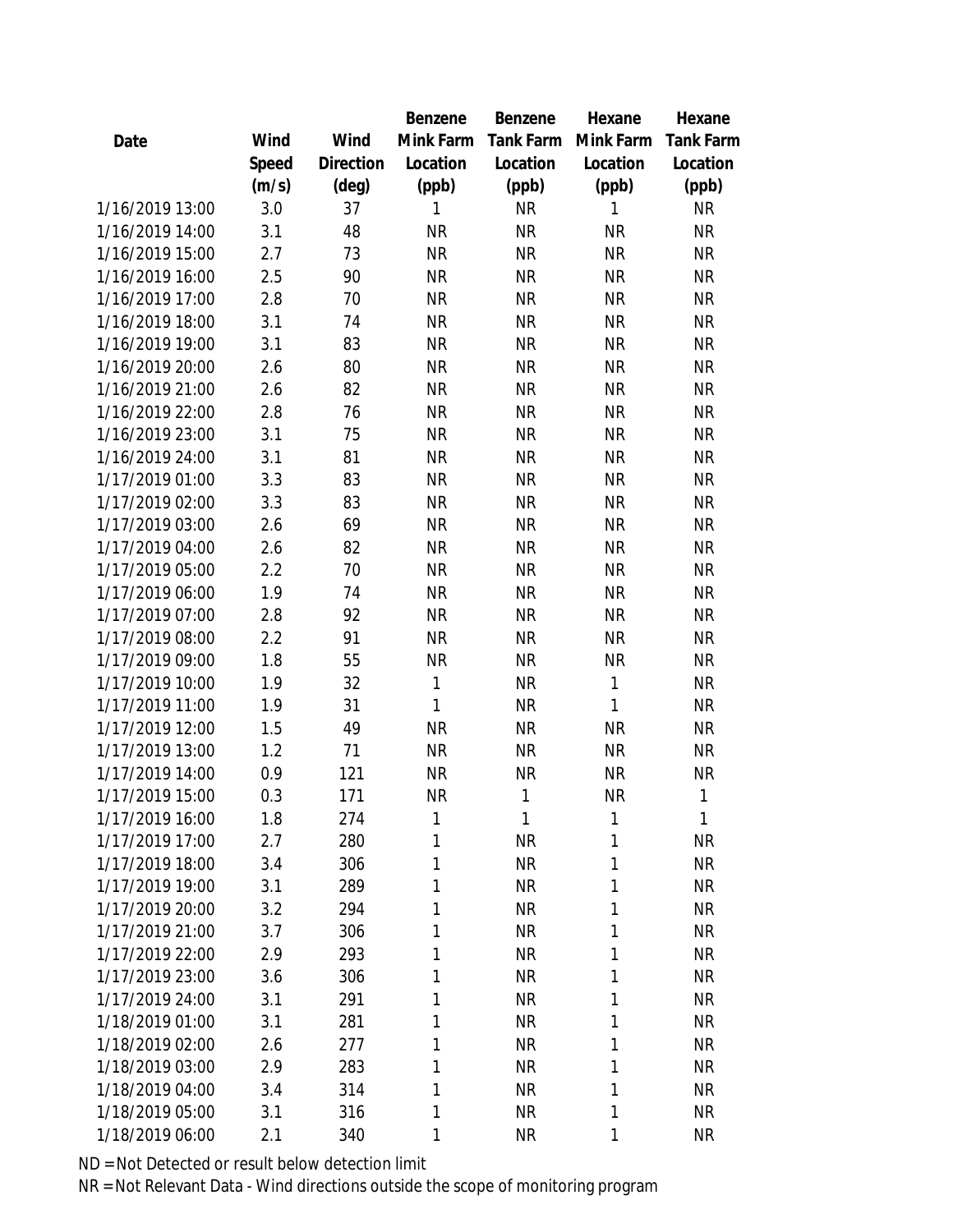| Date | Wind Speed (m/s) | Wind Direction (deg) | Benzene Mink Farm Location (ppb) | Benzene Tank Farm Location (ppb) | Hexane Mink Farm Location (ppb) | Hexane Tank Farm Location (ppb) |
|---|---|---|---|---|---|---|
| 1/16/2019 13:00 | 3.0 | 37 | 1 | NR | 1 | NR |
| 1/16/2019 14:00 | 3.1 | 48 | NR | NR | NR | NR |
| 1/16/2019 15:00 | 2.7 | 73 | NR | NR | NR | NR |
| 1/16/2019 16:00 | 2.5 | 90 | NR | NR | NR | NR |
| 1/16/2019 17:00 | 2.8 | 70 | NR | NR | NR | NR |
| 1/16/2019 18:00 | 3.1 | 74 | NR | NR | NR | NR |
| 1/16/2019 19:00 | 3.1 | 83 | NR | NR | NR | NR |
| 1/16/2019 20:00 | 2.6 | 80 | NR | NR | NR | NR |
| 1/16/2019 21:00 | 2.6 | 82 | NR | NR | NR | NR |
| 1/16/2019 22:00 | 2.8 | 76 | NR | NR | NR | NR |
| 1/16/2019 23:00 | 3.1 | 75 | NR | NR | NR | NR |
| 1/16/2019 24:00 | 3.1 | 81 | NR | NR | NR | NR |
| 1/17/2019 01:00 | 3.3 | 83 | NR | NR | NR | NR |
| 1/17/2019 02:00 | 3.3 | 83 | NR | NR | NR | NR |
| 1/17/2019 03:00 | 2.6 | 69 | NR | NR | NR | NR |
| 1/17/2019 04:00 | 2.6 | 82 | NR | NR | NR | NR |
| 1/17/2019 05:00 | 2.2 | 70 | NR | NR | NR | NR |
| 1/17/2019 06:00 | 1.9 | 74 | NR | NR | NR | NR |
| 1/17/2019 07:00 | 2.8 | 92 | NR | NR | NR | NR |
| 1/17/2019 08:00 | 2.2 | 91 | NR | NR | NR | NR |
| 1/17/2019 09:00 | 1.8 | 55 | NR | NR | NR | NR |
| 1/17/2019 10:00 | 1.9 | 32 | 1 | NR | 1 | NR |
| 1/17/2019 11:00 | 1.9 | 31 | 1 | NR | 1 | NR |
| 1/17/2019 12:00 | 1.5 | 49 | NR | NR | NR | NR |
| 1/17/2019 13:00 | 1.2 | 71 | NR | NR | NR | NR |
| 1/17/2019 14:00 | 0.9 | 121 | NR | NR | NR | NR |
| 1/17/2019 15:00 | 0.3 | 171 | NR | 1 | NR | 1 |
| 1/17/2019 16:00 | 1.8 | 274 | 1 | 1 | 1 | 1 |
| 1/17/2019 17:00 | 2.7 | 280 | 1 | NR | 1 | NR |
| 1/17/2019 18:00 | 3.4 | 306 | 1 | NR | 1 | NR |
| 1/17/2019 19:00 | 3.1 | 289 | 1 | NR | 1 | NR |
| 1/17/2019 20:00 | 3.2 | 294 | 1 | NR | 1 | NR |
| 1/17/2019 21:00 | 3.7 | 306 | 1 | NR | 1 | NR |
| 1/17/2019 22:00 | 2.9 | 293 | 1 | NR | 1 | NR |
| 1/17/2019 23:00 | 3.6 | 306 | 1 | NR | 1 | NR |
| 1/17/2019 24:00 | 3.1 | 291 | 1 | NR | 1 | NR |
| 1/18/2019 01:00 | 3.1 | 281 | 1 | NR | 1 | NR |
| 1/18/2019 02:00 | 2.6 | 277 | 1 | NR | 1 | NR |
| 1/18/2019 03:00 | 2.9 | 283 | 1 | NR | 1 | NR |
| 1/18/2019 04:00 | 3.4 | 314 | 1 | NR | 1 | NR |
| 1/18/2019 05:00 | 3.1 | 316 | 1 | NR | 1 | NR |
| 1/18/2019 06:00 | 2.1 | 340 | 1 | NR | 1 | NR |

ND = Not Detected or result below detection limit

NR = Not Relevant Data - Wind directions outside the scope of monitoring program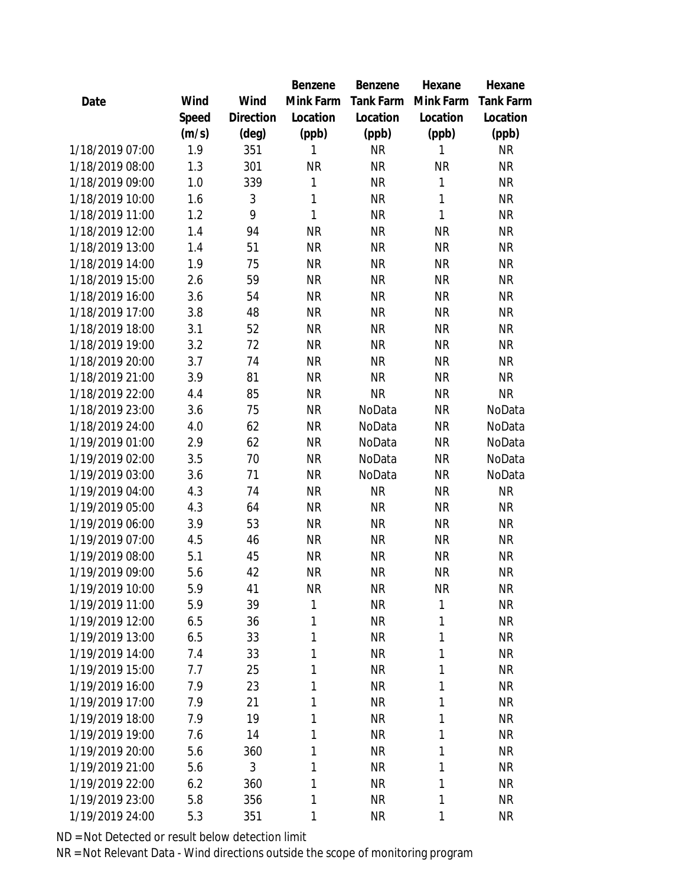| Date | Wind Speed (m/s) | Wind Direction (deg) | Benzene Mink Farm Location (ppb) | Benzene Tank Farm Location (ppb) | Hexane Mink Farm Location (ppb) | Hexane Tank Farm Location (ppb) |
|---|---|---|---|---|---|---|
| 1/18/2019 07:00 | 1.9 | 351 | 1 | NR | 1 | NR |
| 1/18/2019 08:00 | 1.3 | 301 | NR | NR | NR | NR |
| 1/18/2019 09:00 | 1.0 | 339 | 1 | NR | 1 | NR |
| 1/18/2019 10:00 | 1.6 | 3 | 1 | NR | 1 | NR |
| 1/18/2019 11:00 | 1.2 | 9 | 1 | NR | 1 | NR |
| 1/18/2019 12:00 | 1.4 | 94 | NR | NR | NR | NR |
| 1/18/2019 13:00 | 1.4 | 51 | NR | NR | NR | NR |
| 1/18/2019 14:00 | 1.9 | 75 | NR | NR | NR | NR |
| 1/18/2019 15:00 | 2.6 | 59 | NR | NR | NR | NR |
| 1/18/2019 16:00 | 3.6 | 54 | NR | NR | NR | NR |
| 1/18/2019 17:00 | 3.8 | 48 | NR | NR | NR | NR |
| 1/18/2019 18:00 | 3.1 | 52 | NR | NR | NR | NR |
| 1/18/2019 19:00 | 3.2 | 72 | NR | NR | NR | NR |
| 1/18/2019 20:00 | 3.7 | 74 | NR | NR | NR | NR |
| 1/18/2019 21:00 | 3.9 | 81 | NR | NR | NR | NR |
| 1/18/2019 22:00 | 4.4 | 85 | NR | NR | NR | NR |
| 1/18/2019 23:00 | 3.6 | 75 | NR | NoData | NR | NoData |
| 1/18/2019 24:00 | 4.0 | 62 | NR | NoData | NR | NoData |
| 1/19/2019 01:00 | 2.9 | 62 | NR | NoData | NR | NoData |
| 1/19/2019 02:00 | 3.5 | 70 | NR | NoData | NR | NoData |
| 1/19/2019 03:00 | 3.6 | 71 | NR | NoData | NR | NoData |
| 1/19/2019 04:00 | 4.3 | 74 | NR | NR | NR | NR |
| 1/19/2019 05:00 | 4.3 | 64 | NR | NR | NR | NR |
| 1/19/2019 06:00 | 3.9 | 53 | NR | NR | NR | NR |
| 1/19/2019 07:00 | 4.5 | 46 | NR | NR | NR | NR |
| 1/19/2019 08:00 | 5.1 | 45 | NR | NR | NR | NR |
| 1/19/2019 09:00 | 5.6 | 42 | NR | NR | NR | NR |
| 1/19/2019 10:00 | 5.9 | 41 | NR | NR | NR | NR |
| 1/19/2019 11:00 | 5.9 | 39 | 1 | NR | 1 | NR |
| 1/19/2019 12:00 | 6.5 | 36 | 1 | NR | 1 | NR |
| 1/19/2019 13:00 | 6.5 | 33 | 1 | NR | 1 | NR |
| 1/19/2019 14:00 | 7.4 | 33 | 1 | NR | 1 | NR |
| 1/19/2019 15:00 | 7.7 | 25 | 1 | NR | 1 | NR |
| 1/19/2019 16:00 | 7.9 | 23 | 1 | NR | 1 | NR |
| 1/19/2019 17:00 | 7.9 | 21 | 1 | NR | 1 | NR |
| 1/19/2019 18:00 | 7.9 | 19 | 1 | NR | 1 | NR |
| 1/19/2019 19:00 | 7.6 | 14 | 1 | NR | 1 | NR |
| 1/19/2019 20:00 | 5.6 | 360 | 1 | NR | 1 | NR |
| 1/19/2019 21:00 | 5.6 | 3 | 1 | NR | 1 | NR |
| 1/19/2019 22:00 | 6.2 | 360 | 1 | NR | 1 | NR |
| 1/19/2019 23:00 | 5.8 | 356 | 1 | NR | 1 | NR |
| 1/19/2019 24:00 | 5.3 | 351 | 1 | NR | 1 | NR |

ND = Not Detected or result below detection limit

NR = Not Relevant Data - Wind directions outside the scope of monitoring program